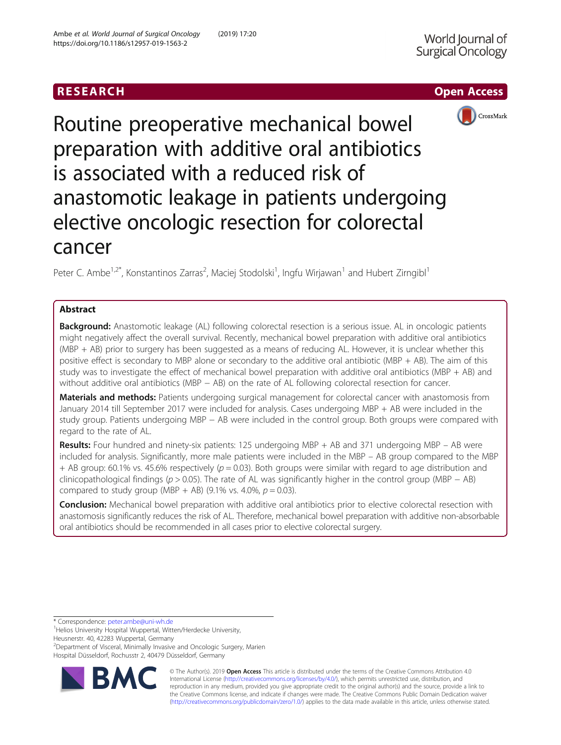RESEARCH

Open Access

# Routine preoperative mechanical bowel preparation with additive oral antibiotics is associated with a reduced risk of anastomotic leakage in patients undergoing elective oncologic resection for colorectal cancer

Peter C. Ambe[1,2*], Konstantinos Zarras[2], Maciej Stodolski[1], Ingfu Wirjawan[1] and Hubert Zirngibl[1]

## Abstract

**Background:** Anastomotic leakage (AL) following colorectal resection is a serious issue. AL in oncologic patients might negatively affect the overall survival. Recently, mechanical bowel preparation with additive oral antibiotics (MBP + AB) prior to surgery has been suggested as a means of reducing AL. However, it is unclear whether this positive effect is secondary to MBP alone or secondary to the additive oral antibiotic (MBP + AB). The aim of this study was to investigate the effect of mechanical bowel preparation with additive oral antibiotics (MBP + AB) and without additive oral antibiotics (MBP − AB) on the rate of AL following colorectal resection for cancer.

**Materials and methods:** Patients undergoing surgical management for colorectal cancer with anastomosis from January 2014 till September 2017 were included for analysis. Cases undergoing MBP + AB were included in the study group. Patients undergoing MBP − AB were included in the control group. Both groups were compared with regard to the rate of AL.

**Results:** Four hundred and ninety-six patients: 125 undergoing MBP + AB and 371 undergoing MBP − AB were included for analysis. Significantly, more male patients were included in the MBP − AB group compared to the MBP + AB group: 60.1% vs. 45.6% respectively ($p = 0.03$). Both groups were similar with regard to age distribution and clinicopathological findings ($p > 0.05$). The rate of AL was significantly higher in the control group (MBP − AB) compared to study group (MBP + AB) (9.1% vs. 4.0%, $p = 0.03$).

**Conclusion:** Mechanical bowel preparation with additive oral antibiotics prior to elective colorectal resection with anastomosis significantly reduces the risk of AL. Therefore, mechanical bowel preparation with additive non-absorbable oral antibiotics should be recommended in all cases prior to elective colorectal surgery.

* Correspondence: peter.ambe@uni-wh.de
[1]Helios University Hospital Wuppertal, Witten/Herdecke University, Heusnerstr. 40, 42283 Wuppertal, Germany
[2]Department of Visceral, Minimally Invasive and Oncologic Surgery, Marien Hospital Düsseldorf, Rochusstr 2, 40479 Düsseldorf, Germany

© The Author(s). 2019 **Open Access** This article is distributed under the terms of the Creative Commons Attribution 4.0 International License (http://creativecommons.org/licenses/by/4.0/), which permits unrestricted use, distribution, and reproduction in any medium, provided you give appropriate credit to the original author(s) and the source, provide a link to the Creative Commons license, and indicate if changes were made. The Creative Commons Public Domain Dedication waiver (http://creativecommons.org/publicdomain/zero/1.0/) applies to the data made available in this article, unless otherwise stated.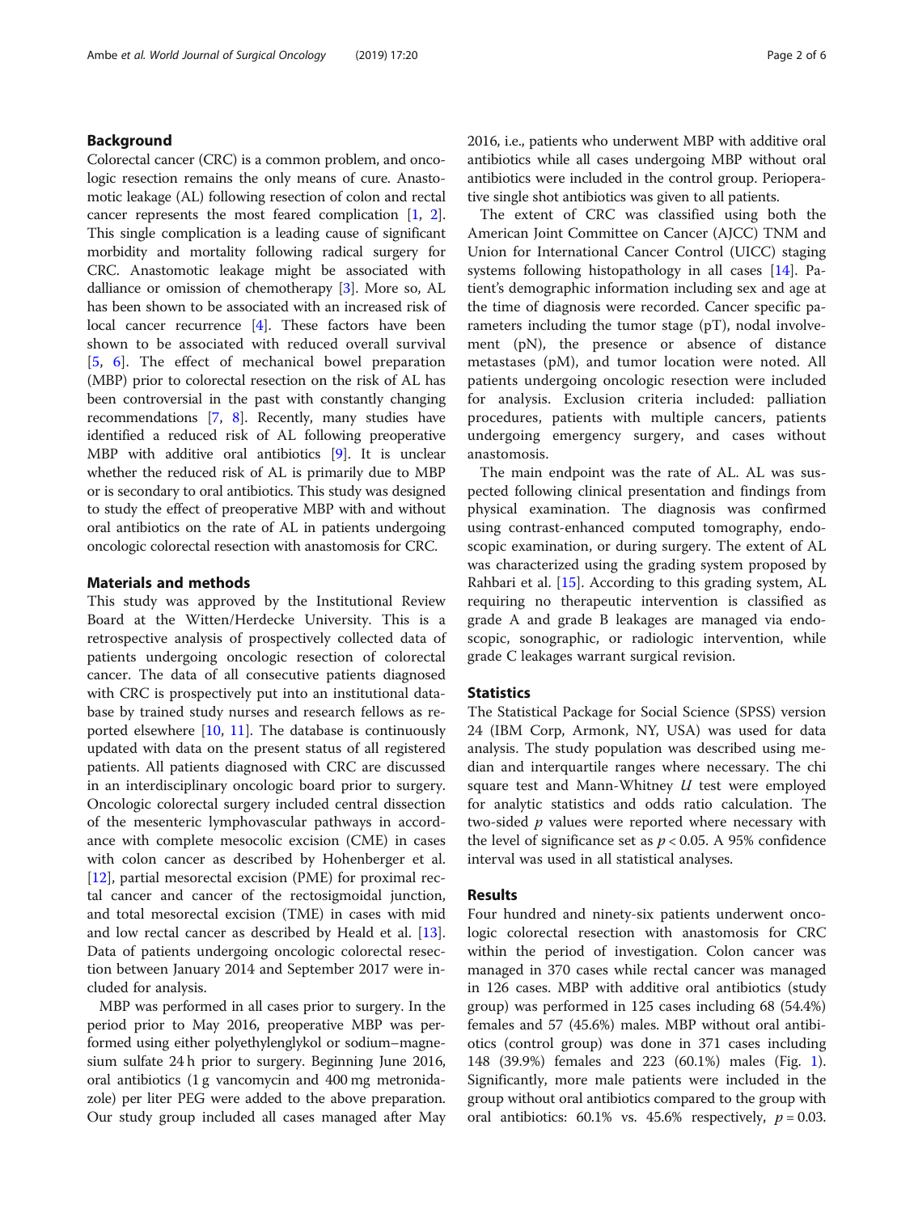## Background

Colorectal cancer (CRC) is a common problem, and oncologic resection remains the only means of cure. Anastomotic leakage (AL) following resection of colon and rectal cancer represents the most feared complication [1, 2]. This single complication is a leading cause of significant morbidity and mortality following radical surgery for CRC. Anastomotic leakage might be associated with dalliance or omission of chemotherapy [3]. More so, AL has been shown to be associated with an increased risk of local cancer recurrence [4]. These factors have been shown to be associated with reduced overall survival [5, 6]. The effect of mechanical bowel preparation (MBP) prior to colorectal resection on the risk of AL has been controversial in the past with constantly changing recommendations [7, 8]. Recently, many studies have identified a reduced risk of AL following preoperative MBP with additive oral antibiotics [9]. It is unclear whether the reduced risk of AL is primarily due to MBP or is secondary to oral antibiotics. This study was designed to study the effect of preoperative MBP with and without oral antibiotics on the rate of AL in patients undergoing oncologic colorectal resection with anastomosis for CRC.

## Materials and methods

This study was approved by the Institutional Review Board at the Witten/Herdecke University. This is a retrospective analysis of prospectively collected data of patients undergoing oncologic resection of colorectal cancer. The data of all consecutive patients diagnosed with CRC is prospectively put into an institutional database by trained study nurses and research fellows as reported elsewhere [10, 11]. The database is continuously updated with data on the present status of all registered patients. All patients diagnosed with CRC are discussed in an interdisciplinary oncologic board prior to surgery. Oncologic colorectal surgery included central dissection of the mesenteric lymphovascular pathways in accordance with complete mesocolic excision (CME) in cases with colon cancer as described by Hohenberger et al. [12], partial mesorectal excision (PME) for proximal rectal cancer and cancer of the rectosigmoidal junction, and total mesorectal excision (TME) in cases with mid and low rectal cancer as described by Heald et al. [13]. Data of patients undergoing oncologic colorectal resection between January 2014 and September 2017 were included for analysis.

MBP was performed in all cases prior to surgery. In the period prior to May 2016, preoperative MBP was performed using either polyethylenglykol or sodium–magnesium sulfate 24 h prior to surgery. Beginning June 2016, oral antibiotics (1 g vancomycin and 400 mg metronidazole) per liter PEG were added to the above preparation. Our study group included all cases managed after May 2016, i.e., patients who underwent MBP with additive oral antibiotics while all cases undergoing MBP without oral antibiotics were included in the control group. Perioperative single shot antibiotics was given to all patients.

The extent of CRC was classified using both the American Joint Committee on Cancer (AJCC) TNM and Union for International Cancer Control (UICC) staging systems following histopathology in all cases [14]. Patient's demographic information including sex and age at the time of diagnosis were recorded. Cancer specific parameters including the tumor stage (pT), nodal involvement (pN), the presence or absence of distance metastases (pM), and tumor location were noted. All patients undergoing oncologic resection were included for analysis. Exclusion criteria included: palliation procedures, patients with multiple cancers, patients undergoing emergency surgery, and cases without anastomosis.

The main endpoint was the rate of AL. AL was suspected following clinical presentation and findings from physical examination. The diagnosis was confirmed using contrast-enhanced computed tomography, endoscopic examination, or during surgery. The extent of AL was characterized using the grading system proposed by Rahbari et al. [15]. According to this grading system, AL requiring no therapeutic intervention is classified as grade A and grade B leakages are managed via endoscopic, sonographic, or radiologic intervention, while grade C leakages warrant surgical revision.

## Statistics

The Statistical Package for Social Science (SPSS) version 24 (IBM Corp, Armonk, NY, USA) was used for data analysis. The study population was described using median and interquartile ranges where necessary. The chi square test and Mann-Whitney *U* test were employed for analytic statistics and odds ratio calculation. The two-sided *p* values were reported where necessary with the level of significance set as $p < 0.05$. A 95% confidence interval was used in all statistical analyses.

## Results

Four hundred and ninety-six patients underwent oncologic colorectal resection with anastomosis for CRC within the period of investigation. Colon cancer was managed in 370 cases while rectal cancer was managed in 126 cases. MBP with additive oral antibiotics (study group) was performed in 125 cases including 68 (54.4%) females and 57 (45.6%) males. MBP without oral antibiotics (control group) was done in 371 cases including 148 (39.9%) females and 223 (60.1%) males (Fig. 1). Significantly, more male patients were included in the group without oral antibiotics compared to the group with oral antibiotics: 60.1% vs. 45.6% respectively, $p = 0.03$.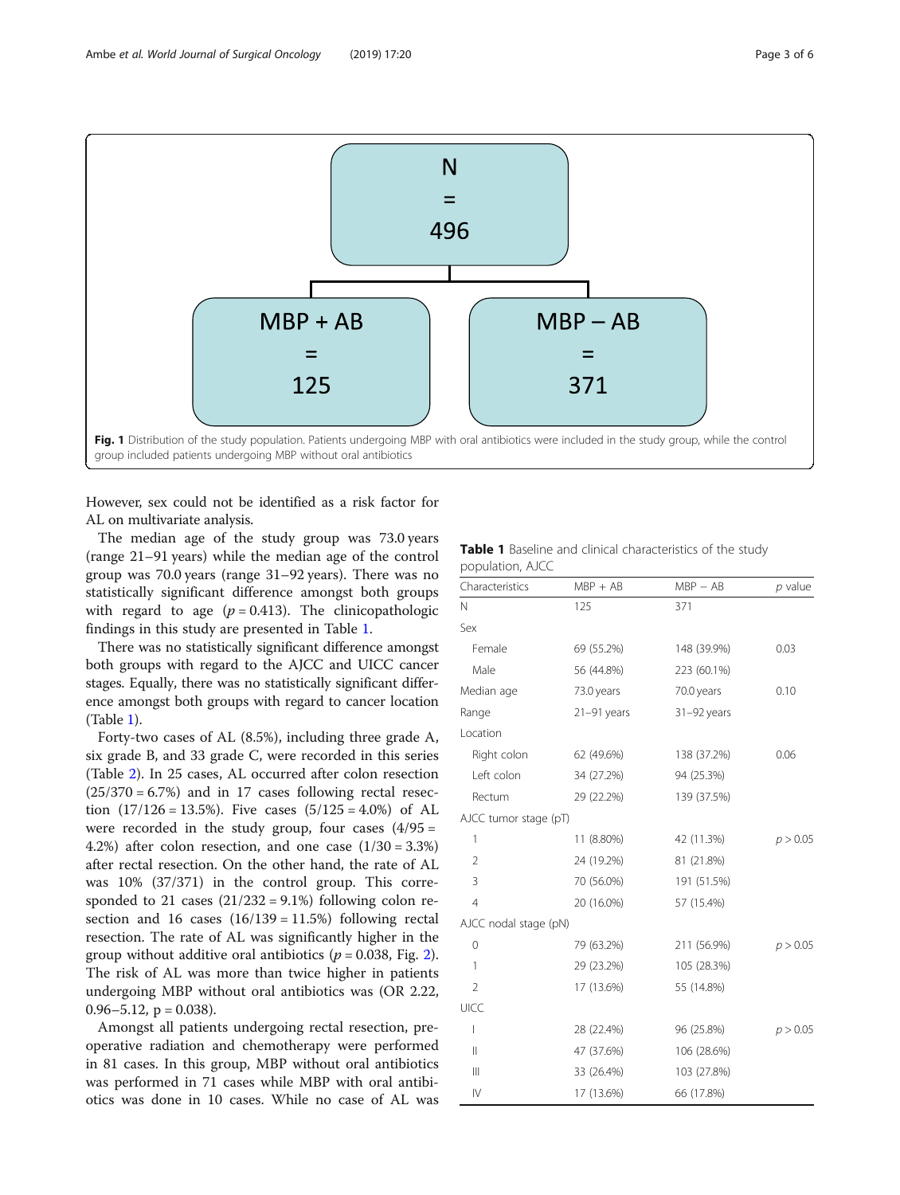N = 496

MBP + AB = 125

MBP – AB = 371

**Fig. 1** Distribution of the study population. Patients undergoing MBP with oral antibiotics were included in the study group, while the control group included patients undergoing MBP without oral antibiotics

However, sex could not be identified as a risk factor for AL on multivariate analysis.

The median age of the study group was 73.0 years (range 21–91 years) while the median age of the control group was 70.0 years (range 31–92 years). There was no statistically significant difference amongst both groups with regard to age ($p = 0.413$). The clinicopathologic findings in this study are presented in Table 1.

There was no statistically significant difference amongst both groups with regard to the AJCC and UICC cancer stages. Equally, there was no statistically significant difference amongst both groups with regard to cancer location (Table 1).

Forty-two cases of AL (8.5%), including three grade A, six grade B, and 33 grade C, were recorded in this series (Table 2). In 25 cases, AL occurred after colon resection (25/370 = 6.7%) and in 17 cases following rectal resection (17/126 = 13.5%). Five cases (5/125 = 4.0%) of AL were recorded in the study group, four cases (4/95 = 4.2%) after colon resection, and one case (1/30 = 3.3%) after rectal resection. On the other hand, the rate of AL was 10% (37/371) in the control group. This corresponded to 21 cases (21/232 = 9.1%) following colon resection and 16 cases (16/139 = 11.5%) following rectal resection. The rate of AL was significantly higher in the group without additive oral antibiotics ($p = 0.038$, Fig. 2). The risk of AL was more than twice higher in patients undergoing MBP without oral antibiotics was (OR 2.22, 0.96–5.12, p = 0.038).

Amongst all patients undergoing rectal resection, preoperative radiation and chemotherapy were performed in 81 cases. In this group, MBP without oral antibiotics was performed in 71 cases while MBP with oral antibiotics was done in 10 cases. While no case of AL was

**Table 1** Baseline and clinical characteristics of the study population, AJCC

| Characteristics | MBP + AB | MBP − AB | *p* value |
|---|---|---|---|
| N | 125 | 371 | |
| Sex | | | |
| Female | 69 (55.2%) | 148 (39.9%) | 0.03 |
| Male | 56 (44.8%) | 223 (60.1%) | |
| Median age | 73.0 years | 70.0 years | 0.10 |
| Range | 21–91 years | 31–92 years | |
| Location | | | |
| Right colon | 62 (49.6%) | 138 (37.2%) | 0.06 |
| Left colon | 34 (27.2%) | 94 (25.3%) | |
| Rectum | 29 (22.2%) | 139 (37.5%) | |
| AJCC tumor stage (pT) | | | |
| 1 | 11 (8.80%) | 42 (11.3%) | $p > 0.05$ |
| 2 | 24 (19.2%) | 81 (21.8%) | |
| 3 | 70 (56.0%) | 191 (51.5%) | |
| 4 | 20 (16.0%) | 57 (15.4%) | |
| AJCC nodal stage (pN) | | | |
| 0 | 79 (63.2%) | 211 (56.9%) | $p > 0.05$ |
| 1 | 29 (23.2%) | 105 (28.3%) | |
| 2 | 17 (13.6%) | 55 (14.8%) | |
| UICC | | | |
| I | 28 (22.4%) | 96 (25.8%) | $p > 0.05$ |
| II | 47 (37.6%) | 106 (28.6%) | |
| III | 33 (26.4%) | 103 (27.8%) | |
| IV | 17 (13.6%) | 66 (17.8%) | |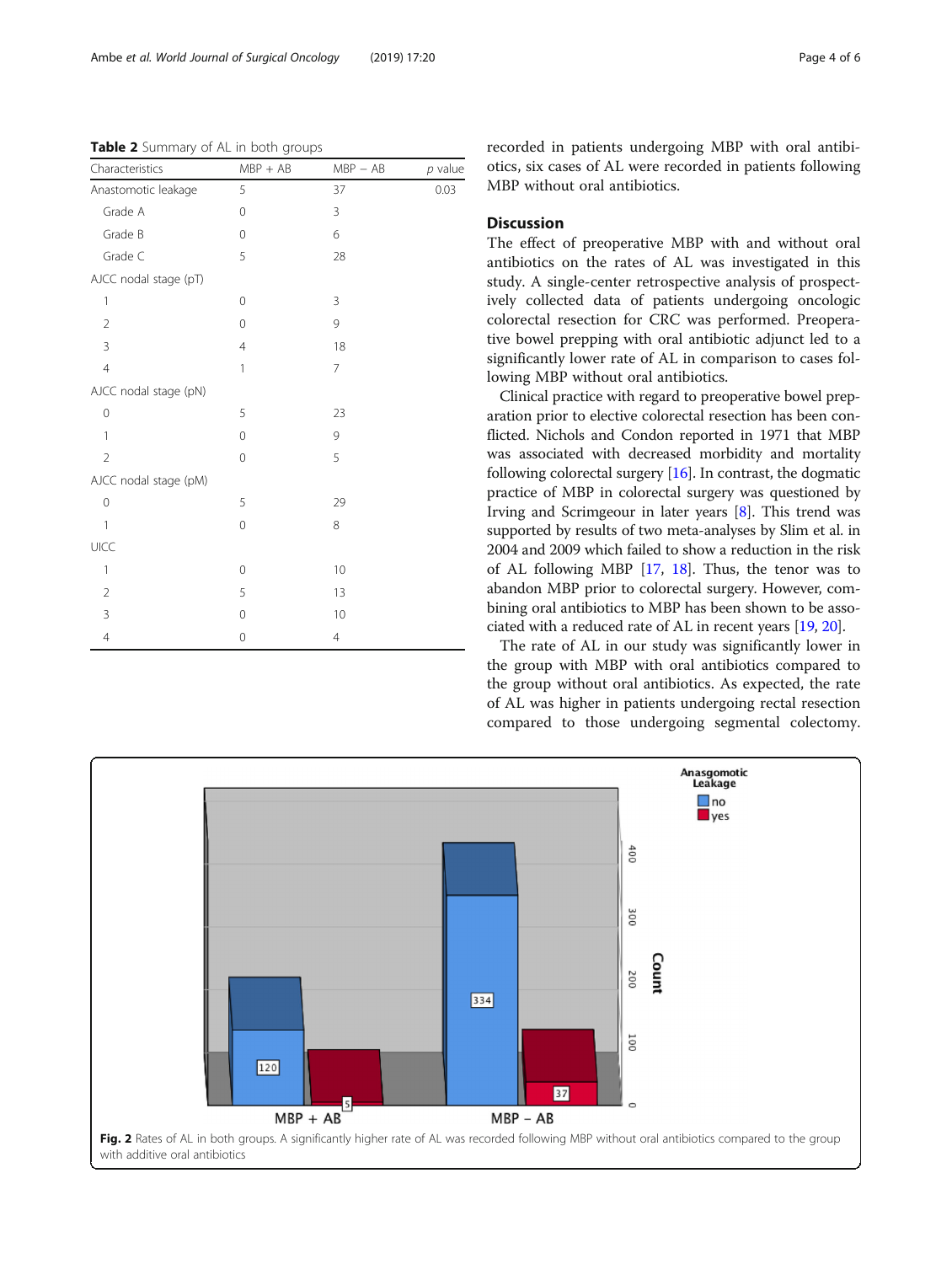**Table 2** Summary of AL in both groups

| Characteristics | MBP + AB | MBP − AB | *p* value |
|---|---|---|---|
| Anastomotic leakage | 5 | 37 | 0.03 |
| Grade A | 0 | 3 | |
| Grade B | 0 | 6 | |
| Grade C | 5 | 28 | |
| AJCC nodal stage (pT) | | | |
| 1 | 0 | 3 | |
| 2 | 0 | 9 | |
| 3 | 4 | 18 | |
| 4 | 1 | 7 | |
| AJCC nodal stage (pN) | | | |
| 0 | 5 | 23 | |
| 1 | 0 | 9 | |
| 2 | 0 | 5 | |
| AJCC nodal stage (pM) | | | |
| 0 | 5 | 29 | |
| 1 | 0 | 8 | |
| UICC | | | |
| 1 | 0 | 10 | |
| 2 | 5 | 13 | |
| 3 | 0 | 10 | |
| 4 | 0 | 4 | |

recorded in patients undergoing MBP with oral antibiotics, six cases of AL were recorded in patients following MBP without oral antibiotics.

## Discussion

The effect of preoperative MBP with and without oral antibiotics on the rates of AL was investigated in this study. A single-center retrospective analysis of prospectively collected data of patients undergoing oncologic colorectal resection for CRC was performed. Preoperative bowel prepping with oral antibiotic adjunct led to a significantly lower rate of AL in comparison to cases following MBP without oral antibiotics.

Clinical practice with regard to preoperative bowel preparation prior to elective colorectal resection has been conflicted. Nichols and Condon reported in 1971 that MBP was associated with decreased morbidity and mortality following colorectal surgery [16]. In contrast, the dogmatic practice of MBP in colorectal surgery was questioned by Irving and Scrimgeour in later years [8]. This trend was supported by results of two meta-analyses by Slim et al. in 2004 and 2009 which failed to show a reduction in the risk of AL following MBP [17, 18]. Thus, the tenor was to abandon MBP prior to colorectal surgery. However, combining oral antibiotics to MBP has been shown to be associated with a reduced rate of AL in recent years [19, 20].

The rate of AL in our study was significantly lower in the group with MBP with oral antibiotics compared to the group without oral antibiotics. As expected, the rate of AL was higher in patients undergoing rectal resection compared to those undergoing segmental colectomy.

**Fig. 2** Rates of AL in both groups. A significantly higher rate of AL was recorded following MBP without oral antibiotics compared to the group with additive oral antibiotics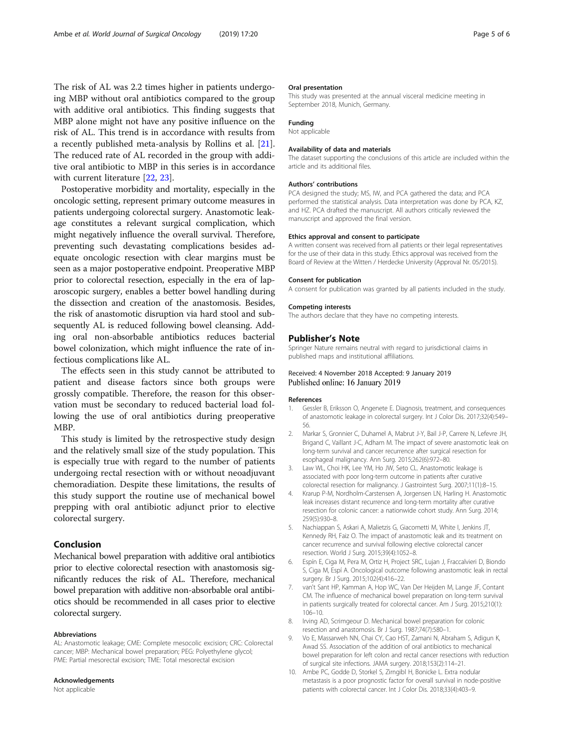The risk of AL was 2.2 times higher in patients undergoing MBP without oral antibiotics compared to the group with additive oral antibiotics. This finding suggests that MBP alone might not have any positive influence on the risk of AL. This trend is in accordance with results from a recently published meta-analysis by Rollins et al. [21]. The reduced rate of AL recorded in the group with additive oral antibiotic to MBP in this series is in accordance with current literature [22, 23].

Postoperative morbidity and mortality, especially in the oncologic setting, represent primary outcome measures in patients undergoing colorectal surgery. Anastomotic leakage constitutes a relevant surgical complication, which might negatively influence the overall survival. Therefore, preventing such devastating complications besides adequate oncologic resection with clear margins must be seen as a major postoperative endpoint. Preoperative MBP prior to colorectal resection, especially in the era of laparoscopic surgery, enables a better bowel handling during the dissection and creation of the anastomosis. Besides, the risk of anastomotic disruption via hard stool and subsequently AL is reduced following bowel cleansing. Adding oral non-absorbable antibiotics reduces bacterial bowel colonization, which might influence the rate of infectious complications like AL.

The effects seen in this study cannot be attributed to patient and disease factors since both groups were grossly compatible. Therefore, the reason for this observation must be secondary to reduced bacterial load following the use of oral antibiotics during preoperative MBP.

This study is limited by the retrospective study design and the relatively small size of the study population. This is especially true with regard to the number of patients undergoing rectal resection with or without neoadjuvant chemoradiation. Despite these limitations, the results of this study support the routine use of mechanical bowel prepping with oral antibiotic adjunct prior to elective colorectal surgery.

## Conclusion

Mechanical bowel preparation with additive oral antibiotics prior to elective colorectal resection with anastomosis significantly reduces the risk of AL. Therefore, mechanical bowel preparation with additive non-absorbable oral antibiotics should be recommended in all cases prior to elective colorectal surgery.

#### Abbreviations

AL: Anastomotic leakage; CME: Complete mesocolic excision; CRC: Colorectal cancer; MBP: Mechanical bowel preparation; PEG: Polyethylene glycol; PME: Partial mesorectal excision; TME: Total mesorectal excision

#### Acknowledgements

Not applicable

#### Oral presentation

This study was presented at the annual visceral medicine meeting in September 2018, Munich, Germany.

#### Funding

Not applicable

#### Availability of data and materials

The dataset supporting the conclusions of this article are included within the article and its additional files.

#### Authors' contributions

PCA designed the study; MS, IW, and PCA gathered the data; and PCA performed the statistical analysis. Data interpretation was done by PCA, KZ, and HZ. PCA drafted the manuscript. All authors critically reviewed the manuscript and approved the final version.

#### Ethics approval and consent to participate

A written consent was received from all patients or their legal representatives for the use of their data in this study. Ethics approval was received from the Board of Review at the Witten / Herdecke University (Approval Nr. 05/2015).

#### Consent for publication

A consent for publication was granted by all patients included in the study.

#### Competing interests

The authors declare that they have no competing interests.

## Publisher's Note

Springer Nature remains neutral with regard to jurisdictional claims in published maps and institutional affiliations.

Received: 4 November 2018 Accepted: 9 January 2019
Published online: 16 January 2019

#### References

1. Gessler B, Eriksson O, Angenete E. Diagnosis, treatment, and consequences of anastomotic leakage in colorectal surgery. Int J Color Dis. 2017;32(4):549–56.
2. Markar S, Gronnier C, Duhamel A, Mabrut J-Y, Bail J-P, Carrere N, Lefevre JH, Brigand C, Vaillant J-C, Adham M. The impact of severe anastomotic leak on long-term survival and cancer recurrence after surgical resection for esophageal malignancy. Ann Surg. 2015;262(6):972–80.
3. Law WL, Choi HK, Lee YM, Ho JW, Seto CL. Anastomotic leakage is associated with poor long-term outcome in patients after curative colorectal resection for malignancy. J Gastrointest Surg. 2007;11(1):8–15.
4. Krarup P-M, Nordholm-Carstensen A, Jorgensen LN, Harling H. Anastomotic leak increases distant recurrence and long-term mortality after curative resection for colonic cancer: a nationwide cohort study. Ann Surg. 2014;259(5):930–8.
5. Nachiappan S, Askari A, Malietzis G, Giacometti M, White I, Jenkins JT, Kennedy RH, Faiz O. The impact of anastomotic leak and its treatment on cancer recurrence and survival following elective colorectal cancer resection. World J Surg. 2015;39(4):1052–8.
6. Espín E, Ciga M, Pera M, Ortiz H, Project SRC, Lujan J, Fraccalvieri D, Biondo S, Ciga M, Espí A. Oncological outcome following anastomotic leak in rectal surgery. Br J Surg. 2015;102(4):416–22.
7. van't Sant HP, Kamman A, Hop WC, Van Der Heijden M, Lange JF, Contant CM. The influence of mechanical bowel preparation on long-term survival in patients surgically treated for colorectal cancer. Am J Surg. 2015;210(1):106–10.
8. Irving AD, Scrimgeour D. Mechanical bowel preparation for colonic resection and anastomosis. Br J Surg. 1987;74(7):580–1.
9. Vo E, Massarweh NN, Chai CY, Cao HST, Zamani N, Abraham S, Adigun K, Awad SS. Association of the addition of oral antibiotics to mechanical bowel preparation for left colon and rectal cancer resections with reduction of surgical site infections. JAMA surgery. 2018;153(2):114–21.
10. Ambe PC, Godde D, Storkel S, Zirngibl H, Bonicke L. Extra nodular metastasis is a poor prognostic factor for overall survival in node-positive patients with colorectal cancer. Int J Color Dis. 2018;33(4):403–9.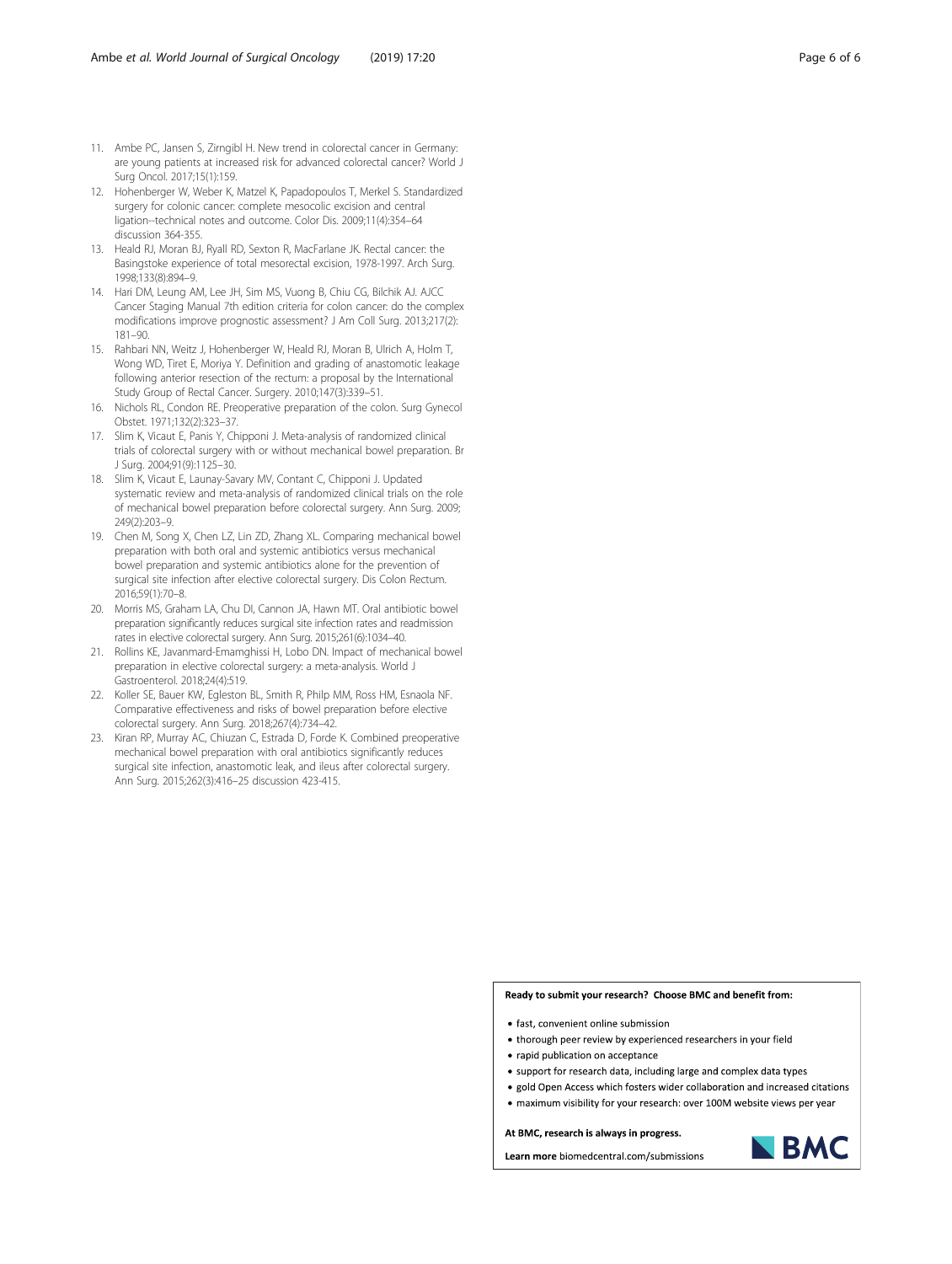11. Ambe PC, Jansen S, Zirngibl H. New trend in colorectal cancer in Germany: are young patients at increased risk for advanced colorectal cancer? World J Surg Oncol. 2017;15(1):159.
12. Hohenberger W, Weber K, Matzel K, Papadopoulos T, Merkel S. Standardized surgery for colonic cancer: complete mesocolic excision and central ligation--technical notes and outcome. Color Dis. 2009;11(4):354–64 discussion 364-355.
13. Heald RJ, Moran BJ, Ryall RD, Sexton R, MacFarlane JK. Rectal cancer: the Basingstoke experience of total mesorectal excision, 1978-1997. Arch Surg. 1998;133(8):894–9.
14. Hari DM, Leung AM, Lee JH, Sim MS, Vuong B, Chiu CG, Bilchik AJ. AJCC Cancer Staging Manual 7th edition criteria for colon cancer: do the complex modifications improve prognostic assessment? J Am Coll Surg. 2013;217(2): 181–90.
15. Rahbari NN, Weitz J, Hohenberger W, Heald RJ, Moran B, Ulrich A, Holm T, Wong WD, Tiret E, Moriya Y. Definition and grading of anastomotic leakage following anterior resection of the rectum: a proposal by the International Study Group of Rectal Cancer. Surgery. 2010;147(3):339–51.
16. Nichols RL, Condon RE. Preoperative preparation of the colon. Surg Gynecol Obstet. 1971;132(2):323–37.
17. Slim K, Vicaut E, Panis Y, Chipponi J. Meta-analysis of randomized clinical trials of colorectal surgery with or without mechanical bowel preparation. Br J Surg. 2004;91(9):1125–30.
18. Slim K, Vicaut E, Launay-Savary MV, Contant C, Chipponi J. Updated systematic review and meta-analysis of randomized clinical trials on the role of mechanical bowel preparation before colorectal surgery. Ann Surg. 2009; 249(2):203–9.
19. Chen M, Song X, Chen LZ, Lin ZD, Zhang XL. Comparing mechanical bowel preparation with both oral and systemic antibiotics versus mechanical bowel preparation and systemic antibiotics alone for the prevention of surgical site infection after elective colorectal surgery. Dis Colon Rectum. 2016;59(1):70–8.
20. Morris MS, Graham LA, Chu DI, Cannon JA, Hawn MT. Oral antibiotic bowel preparation significantly reduces surgical site infection rates and readmission rates in elective colorectal surgery. Ann Surg. 2015;261(6):1034–40.
21. Rollins KE, Javanmard-Emamghissi H, Lobo DN. Impact of mechanical bowel preparation in elective colorectal surgery: a meta-analysis. World J Gastroenterol. 2018;24(4):519.
22. Koller SE, Bauer KW, Egleston BL, Smith R, Philp MM, Ross HM, Esnaola NF. Comparative effectiveness and risks of bowel preparation before elective colorectal surgery. Ann Surg. 2018;267(4):734–42.
23. Kiran RP, Murray AC, Chiuzan C, Estrada D, Forde K. Combined preoperative mechanical bowel preparation with oral antibiotics significantly reduces surgical site infection, anastomotic leak, and ileus after colorectal surgery. Ann Surg. 2015;262(3):416–25 discussion 423-415.

**Ready to submit your research? Choose BMC and benefit from:**

- fast, convenient online submission
- thorough peer review by experienced researchers in your field
- rapid publication on acceptance
- support for research data, including large and complex data types
- gold Open Access which fosters wider collaboration and increased citations
- maximum visibility for your research: over 100M website views per year

**At BMC, research is always in progress.**

**Learn more** biomedcentral.com/submissions

BMC